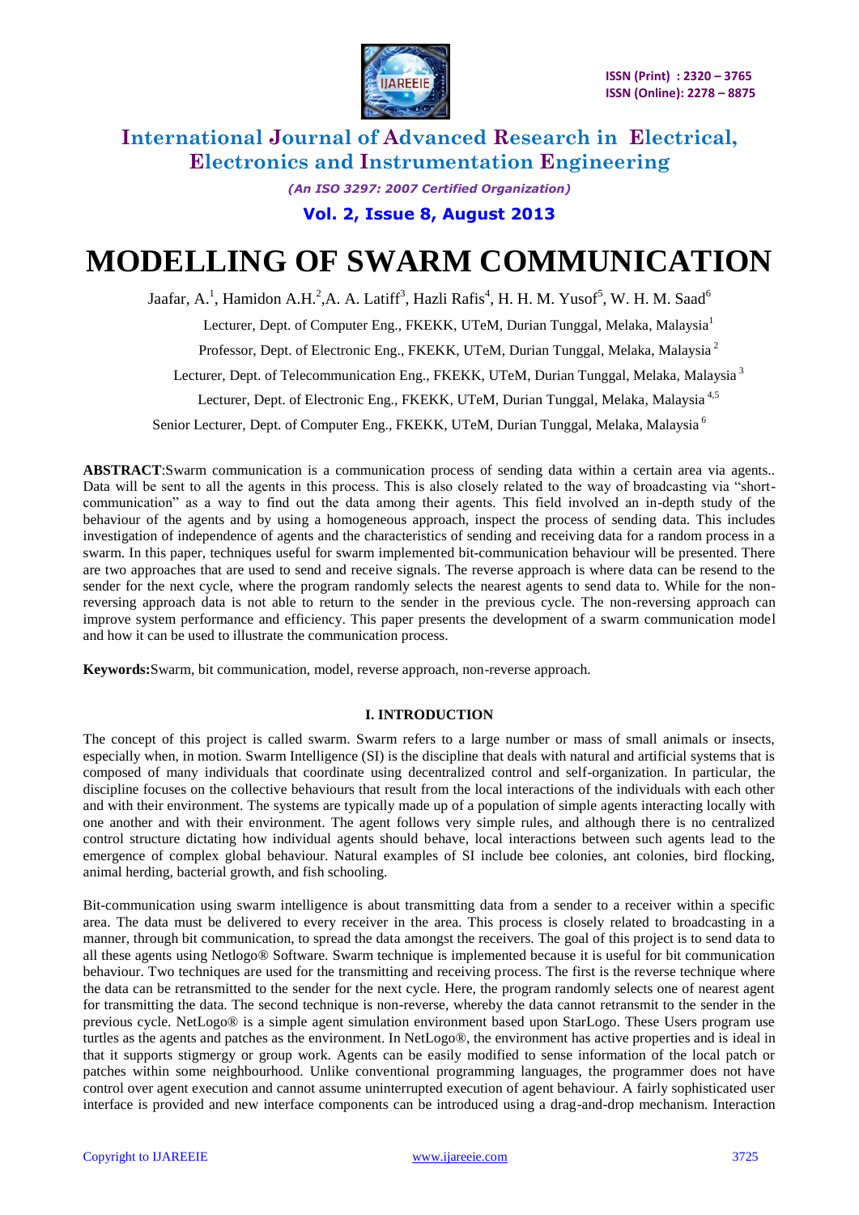# International Journal of Advanced Research in Electrical, Electronics and Instrumentation Engineering

*(An ISO 3297: 2007 Certified Organization)*

# MODELLING OF SWARM COMMUNICATION

Jaafar, A.[1], Hamidon A.H.[2],A. A. Latiff[3], Hazli Rafis[4], H. H. M. Yusof[5], W. H. M. Saad[6]

Lecturer, Dept. of Computer Eng., FKEKK, UTeM, Durian Tunggal, Melaka, Malaysia[1]

Professor, Dept. of Electronic Eng., FKEKK, UTeM, Durian Tunggal, Melaka, Malaysia[2]

Lecturer, Dept. of Telecommunication Eng., FKEKK, UTeM, Durian Tunggal, Melaka, Malaysia[3]

Lecturer, Dept. of Electronic Eng., FKEKK, UTeM, Durian Tunggal, Melaka, Malaysia[4,5]

Senior Lecturer, Dept. of Computer Eng., FKEKK, UTeM, Durian Tunggal, Melaka, Malaysia[6]

**ABSTRACT**:Swarm communication is a communication process of sending data within a certain area via agents.. Data will be sent to all the agents in this process. This is also closely related to the way of broadcasting via "short-communication" as a way to find out the data among their agents. This field involved an in-depth study of the behaviour of the agents and by using a homogeneous approach, inspect the process of sending data. This includes investigation of independence of agents and the characteristics of sending and receiving data for a random process in a swarm. In this paper, techniques useful for swarm implemented bit-communication behaviour will be presented. There are two approaches that are used to send and receive signals. The reverse approach is where data can be resend to the sender for the next cycle, where the program randomly selects the nearest agents to send data to. While for the non-reversing approach data is not able to return to the sender in the previous cycle. The non-reversing approach can improve system performance and efficiency. This paper presents the development of a swarm communication model and how it can be used to illustrate the communication process.

**Keywords:**Swarm, bit communication, model, reverse approach, non-reverse approach.

## I. INTRODUCTION

The concept of this project is called swarm. Swarm refers to a large number or mass of small animals or insects, especially when, in motion. Swarm Intelligence (SI) is the discipline that deals with natural and artificial systems that is composed of many individuals that coordinate using decentralized control and self-organization. In particular, the discipline focuses on the collective behaviours that result from the local interactions of the individuals with each other and with their environment. The systems are typically made up of a population of simple agents interacting locally with one another and with their environment. The agent follows very simple rules, and although there is no centralized control structure dictating how individual agents should behave, local interactions between such agents lead to the emergence of complex global behaviour. Natural examples of SI include bee colonies, ant colonies, bird flocking, animal herding, bacterial growth, and fish schooling.

Bit-communication using swarm intelligence is about transmitting data from a sender to a receiver within a specific area. The data must be delivered to every receiver in the area. This process is closely related to broadcasting in a manner, through bit communication, to spread the data amongst the receivers. The goal of this project is to send data to all these agents using Netlogo® Software. Swarm technique is implemented because it is useful for bit communication behaviour. Two techniques are used for the transmitting and receiving process. The first is the reverse technique where the data can be retransmitted to the sender for the next cycle. Here, the program randomly selects one of nearest agent for transmitting the data. The second technique is non-reverse, whereby the data cannot retransmit to the sender in the previous cycle. NetLogo® is a simple agent simulation environment based upon StarLogo. These Users program use turtles as the agents and patches as the environment. In NetLogo®, the environment has active properties and is ideal in that it supports stigmergy or group work. Agents can be easily modified to sense information of the local patch or patches within some neighbourhood. Unlike conventional programming languages, the programmer does not have control over agent execution and cannot assume uninterrupted execution of agent behaviour. A fairly sophisticated user interface is provided and new interface components can be introduced using a drag-and-drop mechanism. Interaction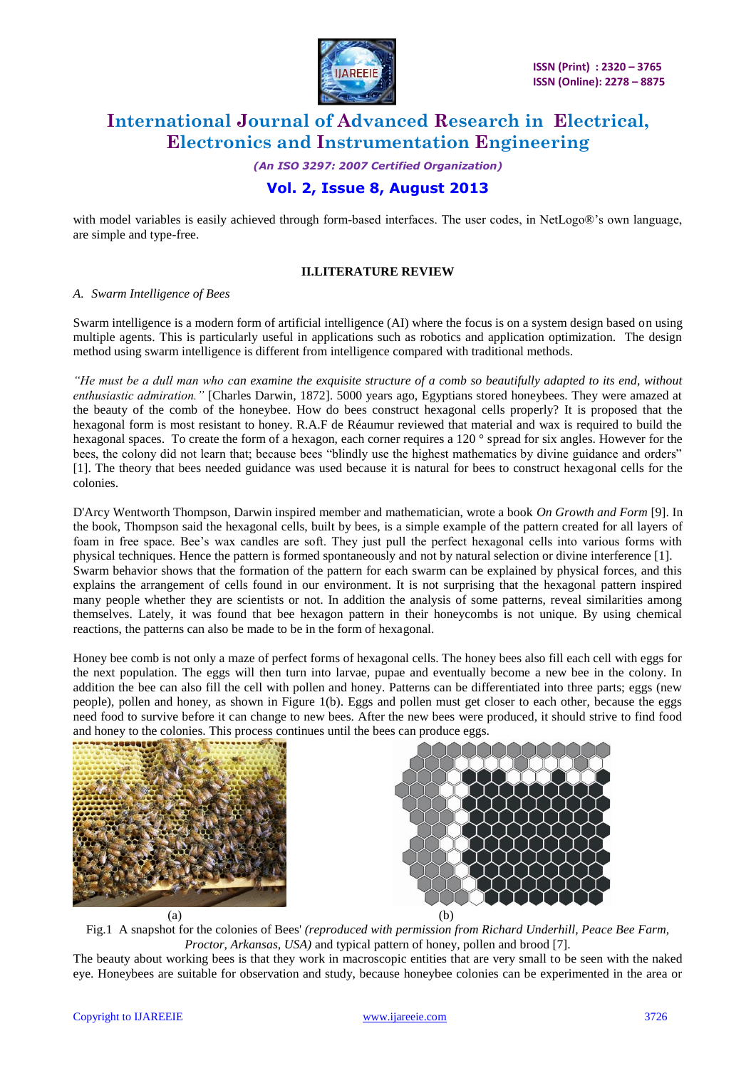with model variables is easily achieved through form-based interfaces. The user codes, in NetLogo®'s own language, are simple and type-free.

## II. LITERATURE REVIEW

### *A. Swarm Intelligence of Bees*

Swarm intelligence is a modern form of artificial intelligence (AI) where the focus is on a system design based on using multiple agents. This is particularly useful in applications such as robotics and application optimization. The design method using swarm intelligence is different from intelligence compared with traditional methods.

*"He must be a dull man who can examine the exquisite structure of a comb so beautifully adapted to its end, without enthusiastic admiration."* [Charles Darwin, 1872]. 5000 years ago, Egyptians stored honeybees. They were amazed at the beauty of the comb of the honeybee. How do bees construct hexagonal cells properly? It is proposed that the hexagonal form is most resistant to honey. R.A.F de Réaumur reviewed that material and wax is required to build the hexagonal spaces. To create the form of a hexagon, each corner requires a 120 ° spread for six angles. However for the bees, the colony did not learn that; because bees "blindly use the highest mathematics by divine guidance and orders" [1]. The theory that bees needed guidance was used because it is natural for bees to construct hexagonal cells for the colonies.

D'Arcy Wentworth Thompson, Darwin inspired member and mathematician, wrote a book *On Growth and Form* [9]. In the book, Thompson said the hexagonal cells, built by bees, is a simple example of the pattern created for all layers of foam in free space. Bee's wax candles are soft. They just pull the perfect hexagonal cells into various forms with physical techniques. Hence the pattern is formed spontaneously and not by natural selection or divine interference [1].
Swarm behavior shows that the formation of the pattern for each swarm can be explained by physical forces, and this explains the arrangement of cells found in our environment. It is not surprising that the hexagonal pattern inspired many people whether they are scientists or not. In addition the analysis of some patterns, reveal similarities among themselves. Lately, it was found that bee hexagon pattern in their honeycombs is not unique. By using chemical reactions, the patterns can also be made to be in the form of hexagonal.

Honey bee comb is not only a maze of perfect forms of hexagonal cells. The honey bees also fill each cell with eggs for the next population. The eggs will then turn into larvae, pupae and eventually become a new bee in the colony. In addition the bee can also fill the cell with pollen and honey. Patterns can be differentiated into three parts; eggs (new people), pollen and honey, as shown in Figure 1(b). Eggs and pollen must get closer to each other, because the eggs need food to survive before it can change to new bees. After the new bees were produced, it should strive to find food and honey to the colonies. This process continues until the bees can produce eggs.

(a) (b)

Fig.1 A snapshot for the colonies of Bees' *(reproduced with permission from Richard Underhill, Peace Bee Farm, Proctor, Arkansas, USA)* and typical pattern of honey, pollen and brood [7].

The beauty about working bees is that they work in macroscopic entities that are very small to be seen with the naked eye. Honeybees are suitable for observation and study, because honeybee colonies can be experimented in the area or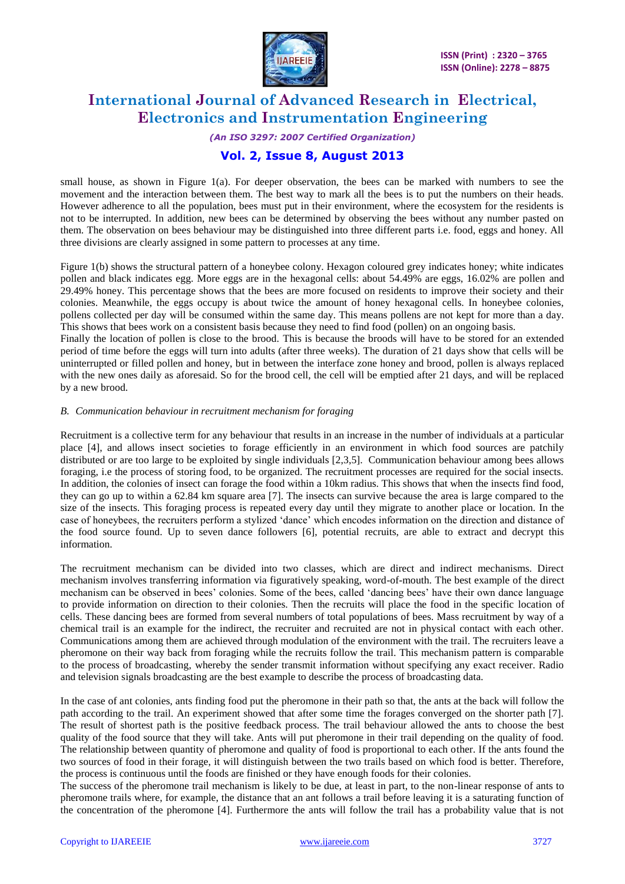small house, as shown in Figure 1(a). For deeper observation, the bees can be marked with numbers to see the movement and the interaction between them. The best way to mark all the bees is to put the numbers on their heads. However adherence to all the population, bees must put in their environment, where the ecosystem for the residents is not to be interrupted. In addition, new bees can be determined by observing the bees without any number pasted on them. The observation on bees behaviour may be distinguished into three different parts i.e. food, eggs and honey. All three divisions are clearly assigned in some pattern to processes at any time.

Figure 1(b) shows the structural pattern of a honeybee colony. Hexagon coloured grey indicates honey; white indicates pollen and black indicates egg. More eggs are in the hexagonal cells: about 54.49% are eggs, 16.02% are pollen and 29.49% honey. This percentage shows that the bees are more focused on residents to improve their society and their colonies. Meanwhile, the eggs occupy is about twice the amount of honey hexagonal cells. In honeybee colonies, pollens collected per day will be consumed within the same day. This means pollens are not kept for more than a day. This shows that bees work on a consistent basis because they need to find food (pollen) on an ongoing basis.
Finally the location of pollen is close to the brood. This is because the broods will have to be stored for an extended period of time before the eggs will turn into adults (after three weeks). The duration of 21 days show that cells will be uninterrupted or filled pollen and honey, but in between the interface zone honey and brood, pollen is always replaced with the new ones daily as aforesaid. So for the brood cell, the cell will be emptied after 21 days, and will be replaced by a new brood.

*B. Communication behaviour in recruitment mechanism for foraging*

Recruitment is a collective term for any behaviour that results in an increase in the number of individuals at a particular place [4], and allows insect societies to forage efficiently in an environment in which food sources are patchily distributed or are too large to be exploited by single individuals [2,3,5]. Communication behaviour among bees allows foraging, i.e the process of storing food, to be organized. The recruitment processes are required for the social insects. In addition, the colonies of insect can forage the food within a 10km radius. This shows that when the insects find food, they can go up to within a 62.84 km square area [7]. The insects can survive because the area is large compared to the size of the insects. This foraging process is repeated every day until they migrate to another place or location. In the case of honeybees, the recruiters perform a stylized 'dance' which encodes information on the direction and distance of the food source found. Up to seven dance followers [6], potential recruits, are able to extract and decrypt this information.

The recruitment mechanism can be divided into two classes, which are direct and indirect mechanisms. Direct mechanism involves transferring information via figuratively speaking, word-of-mouth. The best example of the direct mechanism can be observed in bees' colonies. Some of the bees, called 'dancing bees' have their own dance language to provide information on direction to their colonies. Then the recruits will place the food in the specific location of cells. These dancing bees are formed from several numbers of total populations of bees. Mass recruitment by way of a chemical trail is an example for the indirect, the recruiter and recruited are not in physical contact with each other. Communications among them are achieved through modulation of the environment with the trail. The recruiters leave a pheromone on their way back from foraging while the recruits follow the trail. This mechanism pattern is comparable to the process of broadcasting, whereby the sender transmit information without specifying any exact receiver. Radio and television signals broadcasting are the best example to describe the process of broadcasting data.

In the case of ant colonies, ants finding food put the pheromone in their path so that, the ants at the back will follow the path according to the trail. An experiment showed that after some time the forages converged on the shorter path [7]. The result of shortest path is the positive feedback process. The trail behaviour allowed the ants to choose the best quality of the food source that they will take. Ants will put pheromone in their trail depending on the quality of food. The relationship between quantity of pheromone and quality of food is proportional to each other. If the ants found the two sources of food in their forage, it will distinguish between the two trails based on which food is better. Therefore, the process is continuous until the foods are finished or they have enough foods for their colonies.
The success of the pheromone trail mechanism is likely to be due, at least in part, to the non-linear response of ants to pheromone trails where, for example, the distance that an ant follows a trail before leaving it is a saturating function of the concentration of the pheromone [4]. Furthermore the ants will follow the trail has a probability value that is not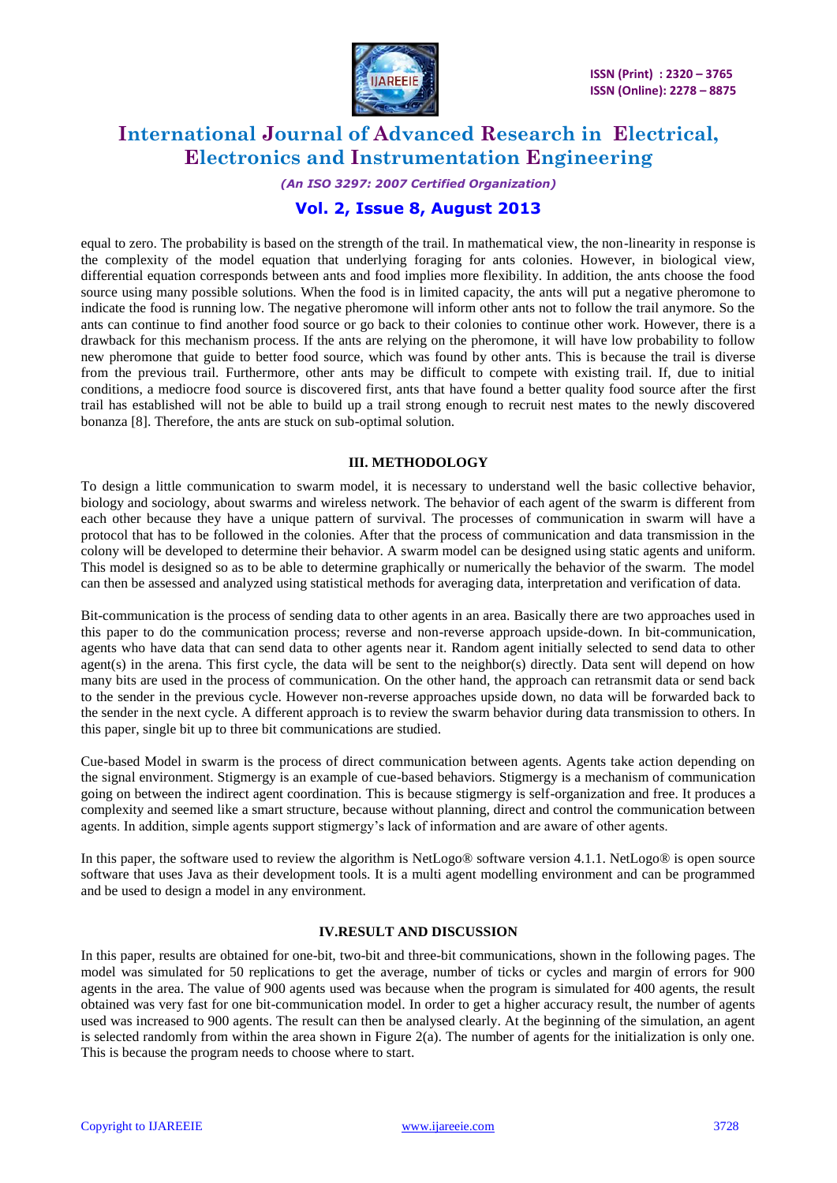equal to zero. The probability is based on the strength of the trail. In mathematical view, the non-linearity in response is the complexity of the model equation that underlying foraging for ants colonies. However, in biological view, differential equation corresponds between ants and food implies more flexibility. In addition, the ants choose the food source using many possible solutions. When the food is in limited capacity, the ants will put a negative pheromone to indicate the food is running low. The negative pheromone will inform other ants not to follow the trail anymore. So the ants can continue to find another food source or go back to their colonies to continue other work. However, there is a drawback for this mechanism process. If the ants are relying on the pheromone, it will have low probability to follow new pheromone that guide to better food source, which was found by other ants. This is because the trail is diverse from the previous trail. Furthermore, other ants may be difficult to compete with existing trail. If, due to initial conditions, a mediocre food source is discovered first, ants that have found a better quality food source after the first trail has established will not be able to build up a trail strong enough to recruit nest mates to the newly discovered bonanza [8]. Therefore, the ants are stuck on sub-optimal solution.

## III. METHODOLOGY

To design a little communication to swarm model, it is necessary to understand well the basic collective behavior, biology and sociology, about swarms and wireless network. The behavior of each agent of the swarm is different from each other because they have a unique pattern of survival. The processes of communication in swarm will have a protocol that has to be followed in the colonies. After that the process of communication and data transmission in the colony will be developed to determine their behavior. A swarm model can be designed using static agents and uniform. This model is designed so as to be able to determine graphically or numerically the behavior of the swarm. The model can then be assessed and analyzed using statistical methods for averaging data, interpretation and verification of data.

Bit-communication is the process of sending data to other agents in an area. Basically there are two approaches used in this paper to do the communication process; reverse and non-reverse approach upside-down. In bit-communication, agents who have data that can send data to other agents near it. Random agent initially selected to send data to other agent(s) in the arena. This first cycle, the data will be sent to the neighbor(s) directly. Data sent will depend on how many bits are used in the process of communication. On the other hand, the approach can retransmit data or send back to the sender in the previous cycle. However non-reverse approaches upside down, no data will be forwarded back to the sender in the next cycle. A different approach is to review the swarm behavior during data transmission to others. In this paper, single bit up to three bit communications are studied.

Cue-based Model in swarm is the process of direct communication between agents. Agents take action depending on the signal environment. Stigmergy is an example of cue-based behaviors. Stigmergy is a mechanism of communication going on between the indirect agent coordination. This is because stigmergy is self-organization and free. It produces a complexity and seemed like a smart structure, because without planning, direct and control the communication between agents. In addition, simple agents support stigmergy's lack of information and are aware of other agents.

In this paper, the software used to review the algorithm is NetLogo® software version 4.1.1. NetLogo® is open source software that uses Java as their development tools. It is a multi agent modelling environment and can be programmed and be used to design a model in any environment.

## IV.RESULT AND DISCUSSION

In this paper, results are obtained for one-bit, two-bit and three-bit communications, shown in the following pages. The model was simulated for 50 replications to get the average, number of ticks or cycles and margin of errors for 900 agents in the area. The value of 900 agents used was because when the program is simulated for 400 agents, the result obtained was very fast for one bit-communication model. In order to get a higher accuracy result, the number of agents used was increased to 900 agents. The result can then be analysed clearly. At the beginning of the simulation, an agent is selected randomly from within the area shown in Figure 2(a). The number of agents for the initialization is only one. This is because the program needs to choose where to start.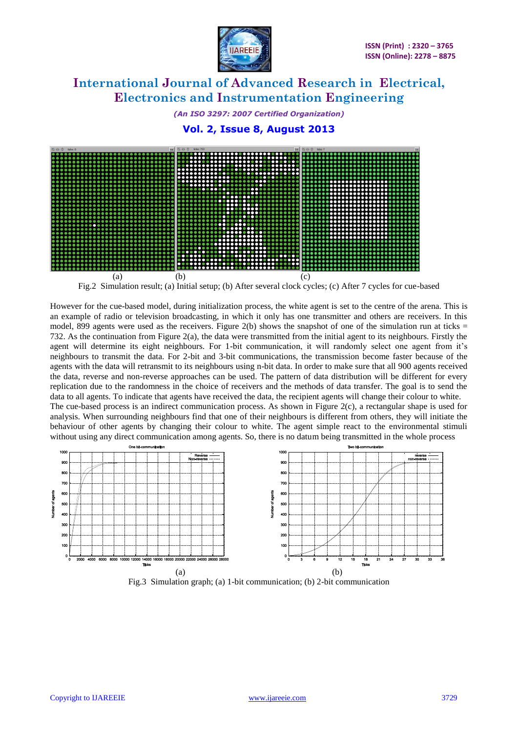(a) (b) (c)

Fig.2 Simulation result; (a) Initial setup; (b) After several clock cycles; (c) After 7 cycles for cue-based

However for the cue-based model, during initialization process, the white agent is set to the centre of the arena. This is an example of radio or television broadcasting, in which it only has one transmitter and others are receivers. In this model, 899 agents were used as the receivers. Figure 2(b) shows the snapshot of one of the simulation run at ticks = 732. As the continuation from Figure 2(a), the data were transmitted from the initial agent to its neighbours. Firstly the agent will determine its eight neighbours. For 1-bit communication, it will randomly select one agent from it's neighbours to transmit the data. For 2-bit and 3-bit communications, the transmission become faster because of the agents with the data will retransmit to its neighbours using n-bit data. In order to make sure that all 900 agents received the data, reverse and non-reverse approaches can be used. The pattern of data distribution will be different for every replication due to the randomness in the choice of receivers and the methods of data transfer. The goal is to send the data to all agents. To indicate that agents have received the data, the recipient agents will change their colour to white.

The cue-based process is an indirect communication process. As shown in Figure 2(c), a rectangular shape is used for analysis. When surrounding neighbours find that one of their neighbours is different from others, they will initiate the behaviour of other agents by changing their colour to white. The agent simple react to the environmental stimuli without using any direct communication among agents. So, there is no datum being transmitted in the whole process

(a) (b)

Fig.3 Simulation graph; (a) 1-bit communication; (b) 2-bit communication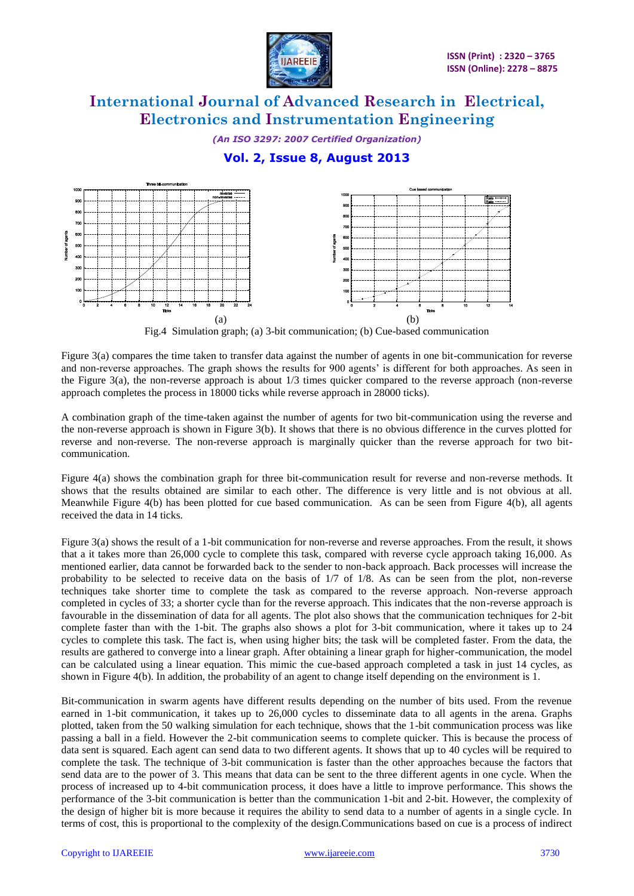(a) (b)

Fig.4 Simulation graph; (a) 3-bit communication; (b) Cue-based communication

Figure 3(a) compares the time taken to transfer data against the number of agents in one bit-communication for reverse and non-reverse approaches. The graph shows the results for 900 agents' is different for both approaches. As seen in the Figure 3(a), the non-reverse approach is about 1/3 times quicker compared to the reverse approach (non-reverse approach completes the process in 18000 ticks while reverse approach in 28000 ticks).

A combination graph of the time-taken against the number of agents for two bit-communication using the reverse and the non-reverse approach is shown in Figure 3(b). It shows that there is no obvious difference in the curves plotted for reverse and non-reverse. The non-reverse approach is marginally quicker than the reverse approach for two bit-communication.

Figure 4(a) shows the combination graph for three bit-communication result for reverse and non-reverse methods. It shows that the results obtained are similar to each other. The difference is very little and is not obvious at all. Meanwhile Figure 4(b) has been plotted for cue based communication. As can be seen from Figure 4(b), all agents received the data in 14 ticks.

Figure 3(a) shows the result of a 1-bit communication for non-reverse and reverse approaches. From the result, it shows that a it takes more than 26,000 cycle to complete this task, compared with reverse cycle approach taking 16,000. As mentioned earlier, data cannot be forwarded back to the sender to non-back approach. Back processes will increase the probability to be selected to receive data on the basis of 1/7 of 1/8. As can be seen from the plot, non-reverse techniques take shorter time to complete the task as compared to the reverse approach. Non-reverse approach completed in cycles of 33; a shorter cycle than for the reverse approach. This indicates that the non-reverse approach is favourable in the dissemination of data for all agents. The plot also shows that the communication techniques for 2-bit complete faster than with the 1-bit. The graphs also shows a plot for 3-bit communication, where it takes up to 24 cycles to complete this task. The fact is, when using higher bits; the task will be completed faster. From the data, the results are gathered to converge into a linear graph. After obtaining a linear graph for higher-communication, the model can be calculated using a linear equation. This mimic the cue-based approach completed a task in just 14 cycles, as shown in Figure 4(b). In addition, the probability of an agent to change itself depending on the environment is 1.

Bit-communication in swarm agents have different results depending on the number of bits used. From the revenue earned in 1-bit communication, it takes up to 26,000 cycles to disseminate data to all agents in the arena. Graphs plotted, taken from the 50 walking simulation for each technique, shows that the 1-bit communication process was like passing a ball in a field. However the 2-bit communication seems to complete quicker. This is because the process of data sent is squared. Each agent can send data to two different agents. It shows that up to 40 cycles will be required to complete the task. The technique of 3-bit communication is faster than the other approaches because the factors that send data are to the power of 3. This means that data can be sent to the three different agents in one cycle. When the process of increased up to 4-bit communication process, it does have a little to improve performance. This shows the performance of the 3-bit communication is better than the communication 1-bit and 2-bit. However, the complexity of the design of higher bit is more because it requires the ability to send data to a number of agents in a single cycle. In terms of cost, this is proportional to the complexity of the design.Communications based on cue is a process of indirect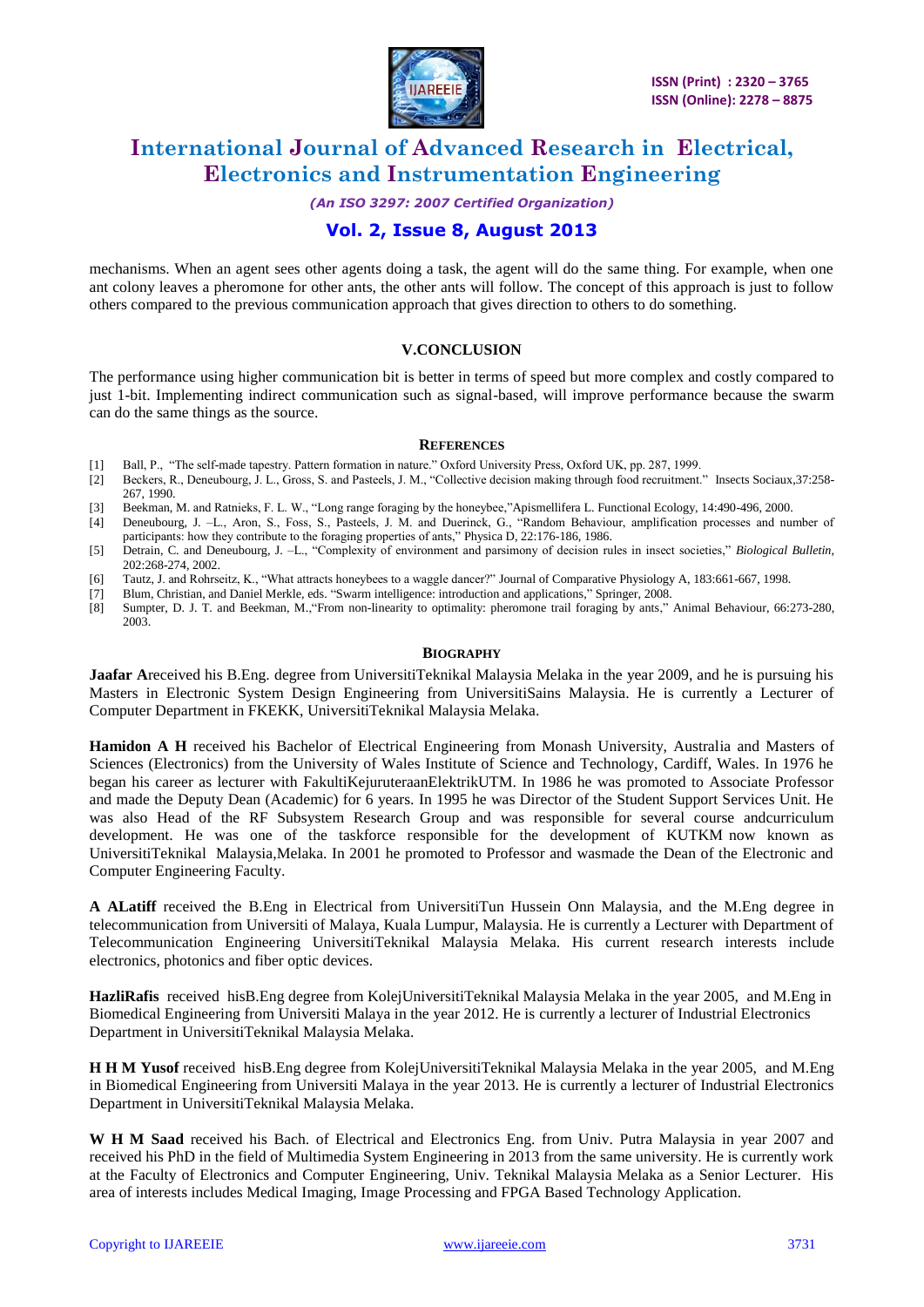mechanisms. When an agent sees other agents doing a task, the agent will do the same thing. For example, when one ant colony leaves a pheromone for other ants, the other ants will follow. The concept of this approach is just to follow others compared to the previous communication approach that gives direction to others to do something.

## V.CONCLUSION

The performance using higher communication bit is better in terms of speed but more complex and costly compared to just 1-bit. Implementing indirect communication such as signal-based, will improve performance because the swarm can do the same things as the source.

## REFERENCES

[1] Ball, P., "The self-made tapestry. Pattern formation in nature." Oxford University Press, Oxford UK, pp. 287, 1999.
[2] Beckers, R., Deneubourg, J. L., Gross, S. and Pasteels, J. M., "Collective decision making through food recruitment." Insects Sociaux,37:258-267, 1990.
[3] Beekman, M. and Ratnieks, F. L. W., "Long range foraging by the honeybee,"Apismellifera L. Functional Ecology, 14:490-496, 2000.
[4] Deneubourg, J. –L., Aron, S., Foss, S., Pasteels, J. M. and Duerinck, G., "Random Behaviour, amplification processes and number of participants: how they contribute to the foraging properties of ants," Physica D, 22:176-186, 1986.
[5] Detrain, C. and Deneubourg, J. –L., "Complexity of environment and parsimony of decision rules in insect societies," *Biological Bulletin*, 202:268-274, 2002.
[6] Tautz, J. and Rohrseitz, K., "What attracts honeybees to a waggle dancer?" Journal of Comparative Physiology A, 183:661-667, 1998.
[7] Blum, Christian, and Daniel Merkle, eds. "Swarm intelligence: introduction and applications," Springer, 2008.
[8] Sumpter, D. J. T. and Beekman, M.,"From non-linearity to optimality: pheromone trail foraging by ants," Animal Behaviour, 66:273-280, 2003.

## BIOGRAPHY

**Jaafar A**received his B.Eng. degree from UniversitiTeknikal Malaysia Melaka in the year 2009, and he is pursuing his Masters in Electronic System Design Engineering from UniversitiSains Malaysia. He is currently a Lecturer of Computer Department in FKEKK, UniversitiTeknikal Malaysia Melaka.

**Hamidon A H** received his Bachelor of Electrical Engineering from Monash University, Australia and Masters of Sciences (Electronics) from the University of Wales Institute of Science and Technology, Cardiff, Wales. In 1976 he began his career as lecturer with FakultiKejuruteraanElektrikUTM. In 1986 he was promoted to Associate Professor and made the Deputy Dean (Academic) for 6 years. In 1995 he was Director of the Student Support Services Unit. He was also Head of the RF Subsystem Research Group and was responsible for several course andcurriculum development. He was one of the taskforce responsible for the development of KUTKM now known as UniversitiTeknikal Malaysia,Melaka. In 2001 he promoted to Professor and wasmade the Dean of the Electronic and Computer Engineering Faculty.

**A ALatiff** received the B.Eng in Electrical from UniversitiTun Hussein Onn Malaysia, and the M.Eng degree in telecommunication from Universiti of Malaya, Kuala Lumpur, Malaysia. He is currently a Lecturer with Department of Telecommunication Engineering UniversitiTeknikal Malaysia Melaka. His current research interests include electronics, photonics and fiber optic devices.

**HazliRafis** received hisB.Eng degree from KolejUniversitiTeknikal Malaysia Melaka in the year 2005, and M.Eng in Biomedical Engineering from Universiti Malaya in the year 2012. He is currently a lecturer of Industrial Electronics Department in UniversitiTeknikal Malaysia Melaka.

**H H M Yusof** received hisB.Eng degree from KolejUniversitiTeknikal Malaysia Melaka in the year 2005, and M.Eng in Biomedical Engineering from Universiti Malaya in the year 2013. He is currently a lecturer of Industrial Electronics Department in UniversitiTeknikal Malaysia Melaka.

**W H M Saad** received his Bach. of Electrical and Electronics Eng. from Univ. Putra Malaysia in year 2007 and received his PhD in the field of Multimedia System Engineering in 2013 from the same university. He is currently work at the Faculty of Electronics and Computer Engineering, Univ. Teknikal Malaysia Melaka as a Senior Lecturer. His area of interests includes Medical Imaging, Image Processing and FPGA Based Technology Application.